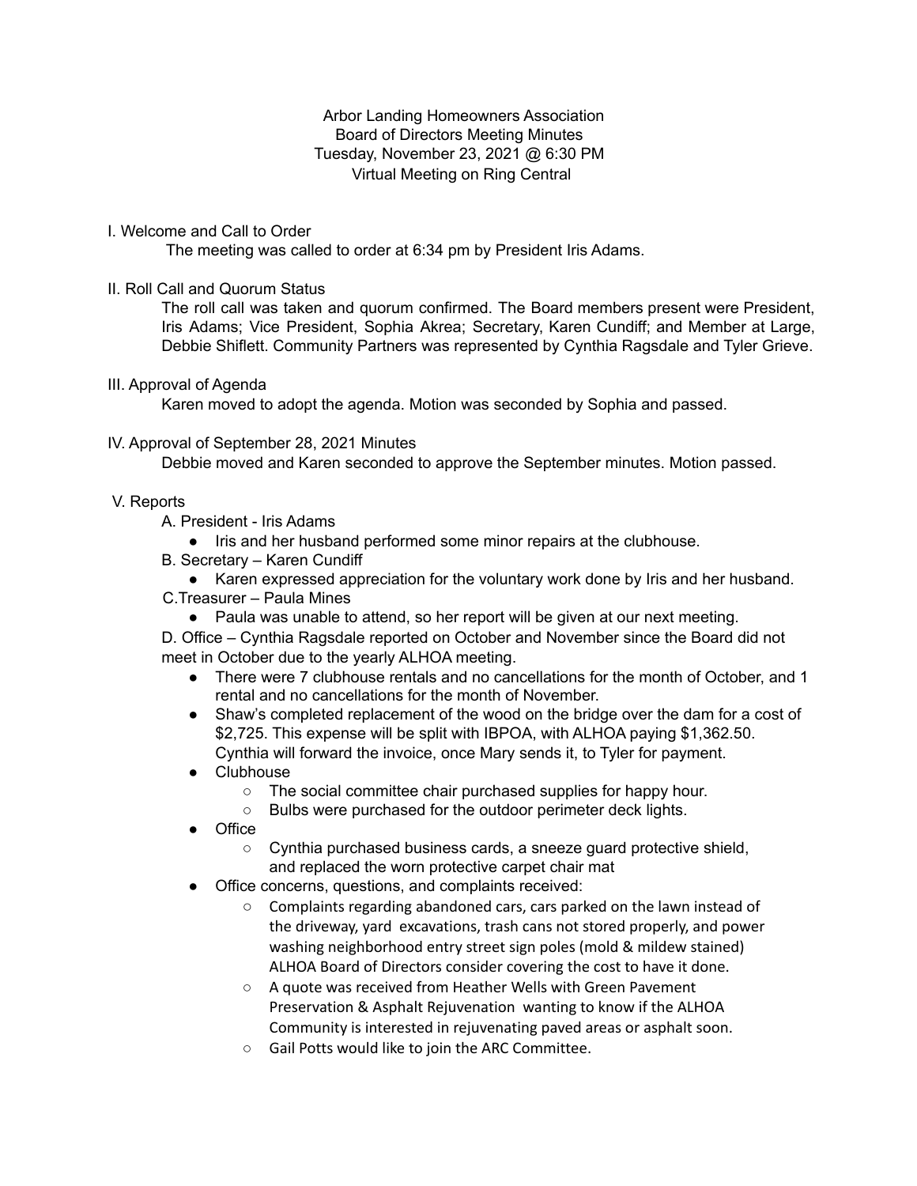Arbor Landing Homeowners Association
Board of Directors Meeting Minutes
Tuesday, November 23, 2021 @ 6:30 PM
Virtual Meeting on Ring Central

I. Welcome and Call to Order

The meeting was called to order at 6:34 pm by President Iris Adams.

II. Roll Call and Quorum Status

The roll call was taken and quorum confirmed. The Board members present were President, Iris Adams; Vice President, Sophia Akrea; Secretary, Karen Cundiff; and Member at Large, Debbie Shiflett. Community Partners was represented by Cynthia Ragsdale and Tyler Grieve.

III. Approval of Agenda

Karen moved to adopt the agenda. Motion was seconded by Sophia and passed.

IV. Approval of September 28, 2021 Minutes

Debbie moved and Karen seconded to approve the September minutes. Motion passed.

V. Reports

A. President - Iris Adams

- Iris and her husband performed some minor repairs at the clubhouse.

B. Secretary – Karen Cundiff

- Karen expressed appreciation for the voluntary work done by Iris and her husband.

C.Treasurer – Paula Mines

- Paula was unable to attend, so her report will be given at our next meeting.

D. Office – Cynthia Ragsdale reported on October and November since the Board did not meet in October due to the yearly ALHOA meeting.

- There were 7 clubhouse rentals and no cancellations for the month of October, and 1 rental and no cancellations for the month of November.
- Shaw's completed replacement of the wood on the bridge over the dam for a cost of $2,725. This expense will be split with IBPOA, with ALHOA paying $1,362.50. Cynthia will forward the invoice, once Mary sends it, to Tyler for payment.
- Clubhouse
  - The social committee chair purchased supplies for happy hour.
  - Bulbs were purchased for the outdoor perimeter deck lights.
- Office
  - Cynthia purchased business cards, a sneeze guard protective shield, and replaced the worn protective carpet chair mat
- Office concerns, questions, and complaints received:
  - Complaints regarding abandoned cars, cars parked on the lawn instead of the driveway, yard excavations, trash cans not stored properly, and power washing neighborhood entry street sign poles (mold & mildew stained) ALHOA Board of Directors consider covering the cost to have it done.
  - A quote was received from Heather Wells with Green Pavement Preservation & Asphalt Rejuvenation wanting to know if the ALHOA Community is interested in rejuvenating paved areas or asphalt soon.
  - Gail Potts would like to join the ARC Committee.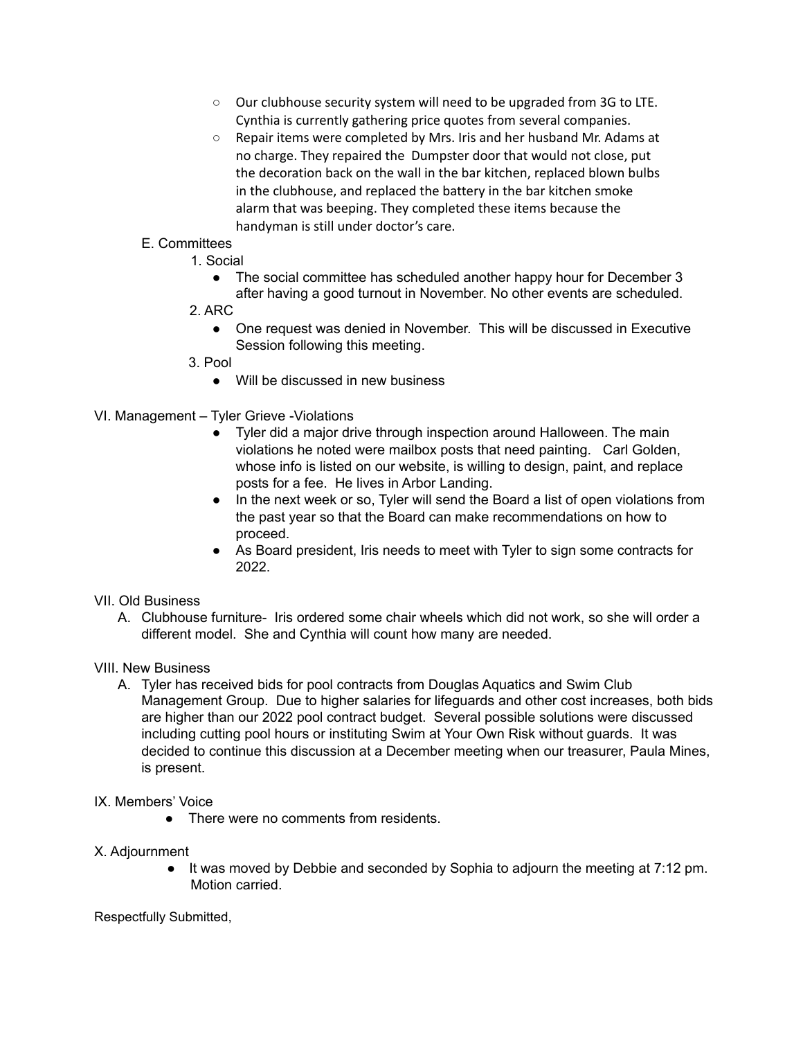- Our clubhouse security system will need to be upgraded from 3G to LTE. Cynthia is currently gathering price quotes from several companies.
- Repair items were completed by Mrs. Iris and her husband Mr. Adams at no charge. They repaired the Dumpster door that would not close, put the decoration back on the wall in the bar kitchen, replaced blown bulbs in the clubhouse, and replaced the battery in the bar kitchen smoke alarm that was beeping. They completed these items because the handyman is still under doctor's care.

E. Committees

1. Social
   - The social committee has scheduled another happy hour for December 3 after having a good turnout in November. No other events are scheduled.
2. ARC
   - One request was denied in November. This will be discussed in Executive Session following this meeting.
3. Pool
   - Will be discussed in new business

VI. Management – Tyler Grieve -Violations

- Tyler did a major drive through inspection around Halloween. The main violations he noted were mailbox posts that need painting. Carl Golden, whose info is listed on our website, is willing to design, paint, and replace posts for a fee. He lives in Arbor Landing.
- In the next week or so, Tyler will send the Board a list of open violations from the past year so that the Board can make recommendations on how to proceed.
- As Board president, Iris needs to meet with Tyler to sign some contracts for 2022.

VII. Old Business

A. Clubhouse furniture- Iris ordered some chair wheels which did not work, so she will order a different model. She and Cynthia will count how many are needed.

VIII. New Business

A. Tyler has received bids for pool contracts from Douglas Aquatics and Swim Club Management Group. Due to higher salaries for lifeguards and other cost increases, both bids are higher than our 2022 pool contract budget. Several possible solutions were discussed including cutting pool hours or instituting Swim at Your Own Risk without guards. It was decided to continue this discussion at a December meeting when our treasurer, Paula Mines, is present.

IX. Members' Voice

- There were no comments from residents.

X. Adjournment

- It was moved by Debbie and seconded by Sophia to adjourn the meeting at 7:12 pm. Motion carried.

Respectfully Submitted,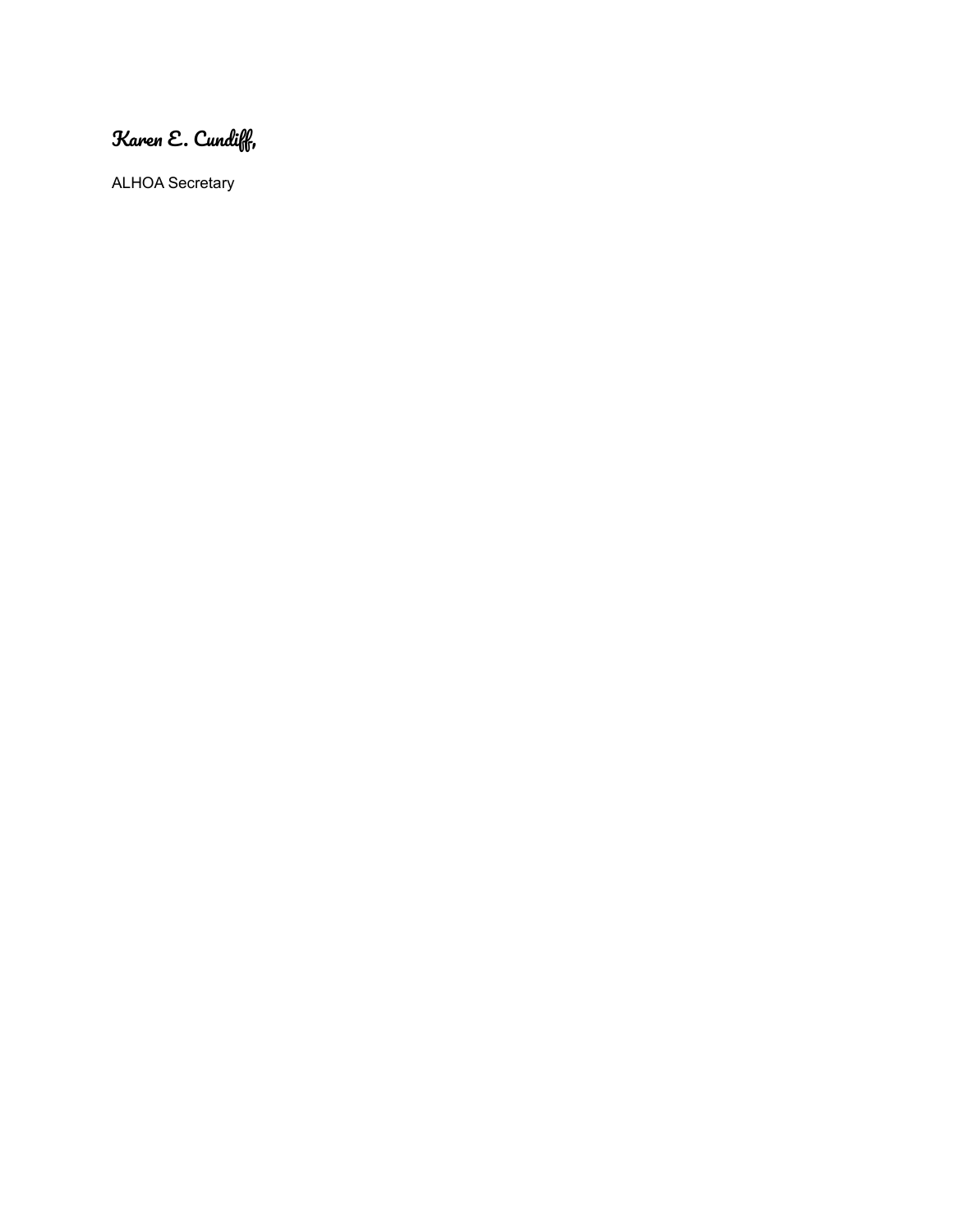**Karen E. Cundiff,**

ALHOA Secretary